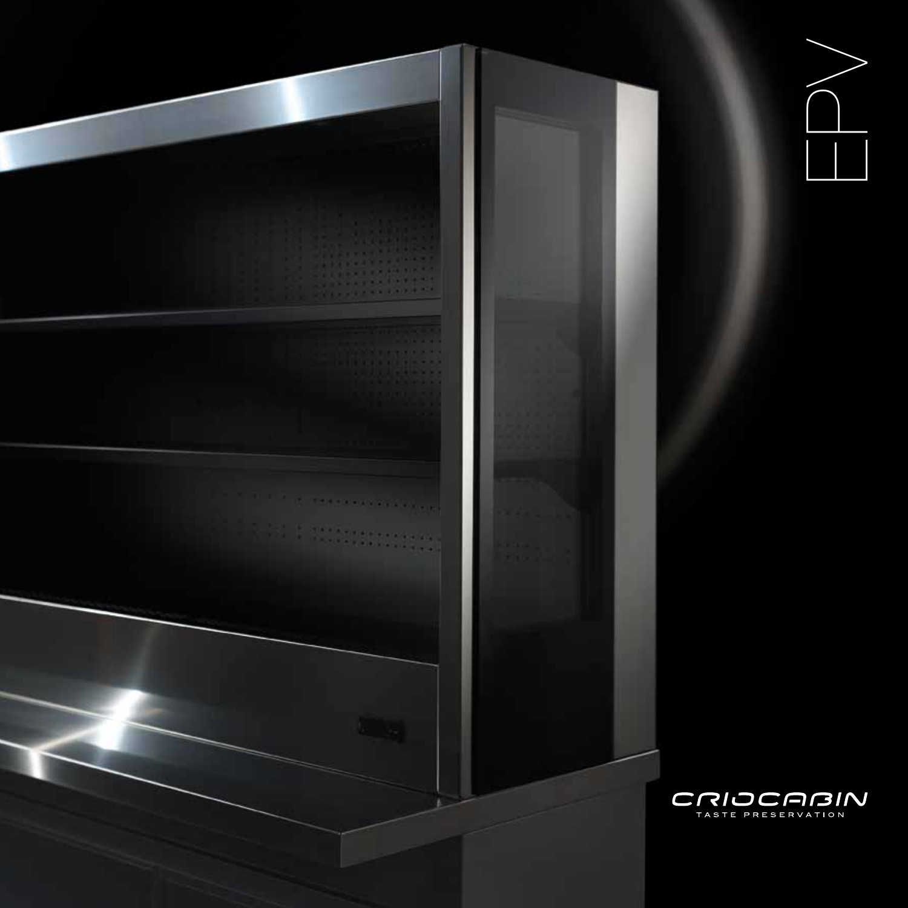# EPV

CRIOCABIN

TASTE PRESERVATION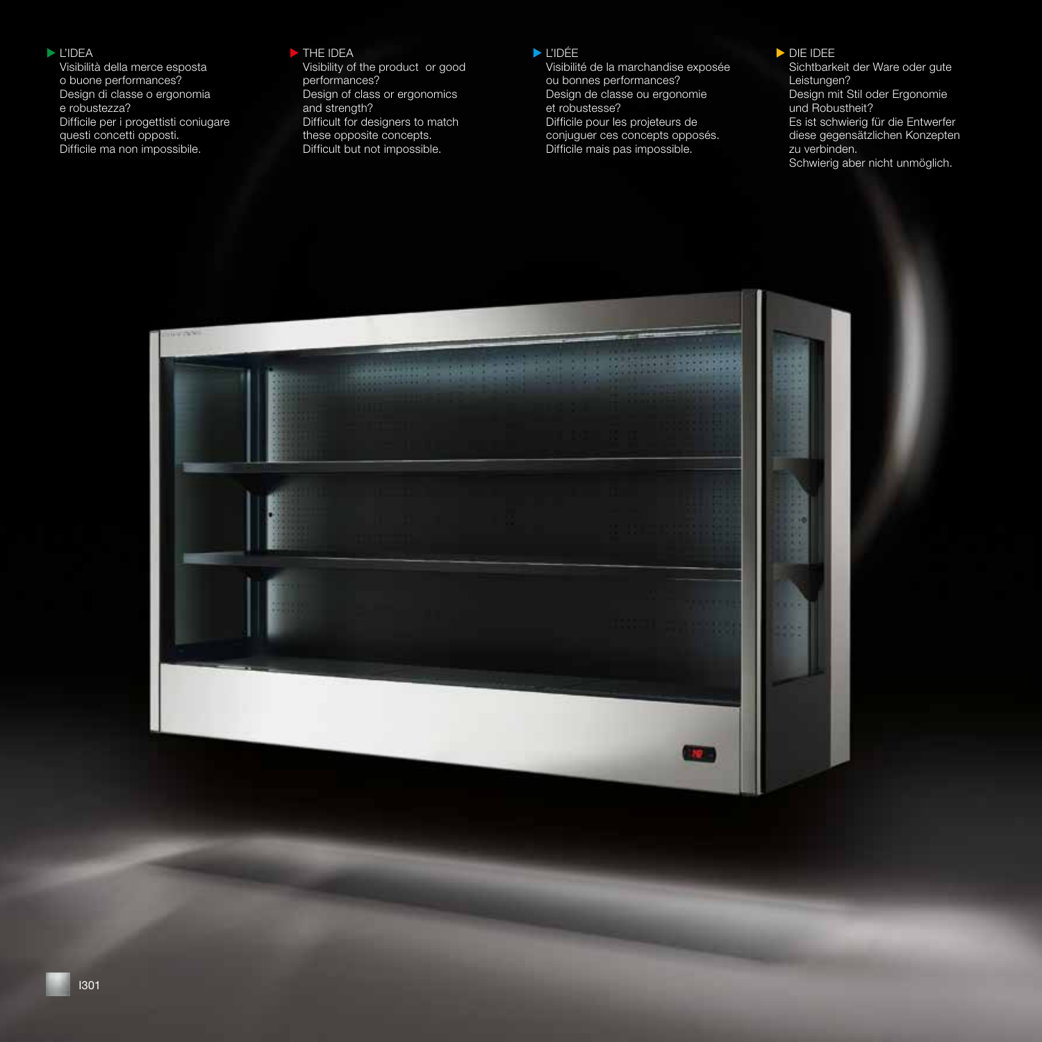### L'IDEA

Visibilità della merce esposta
o buone performances?
Design di classe o ergonomia
e robustezza?
Difficile per i progettisti coniugare
questi concetti opposti.
Difficile ma non impossibile.

### THE IDEA

Visibility of the product or good
performances?
Design of class or ergonomics
and strength?
Difficult for designers to match
these opposite concepts.
Difficult but not impossible.

### L'IDÉE

Visibilité de la marchandise exposée
ou bonnes performances?
Design de classe ou ergonomie
et robustesse?
Difficile pour les projeteurs de
conjuguer ces concepts opposés.
Difficile mais pas impossible.

### DIE IDEE

Sichtbarkeit der Ware oder gute
Leistungen?
Design mit Stil oder Ergonomie
und Robustheit?
Es ist schwierig für die Entwerfer
diese gegensätzlichen Konzepten
zu verbinden.
Schwierig aber nicht unmöglich.

I301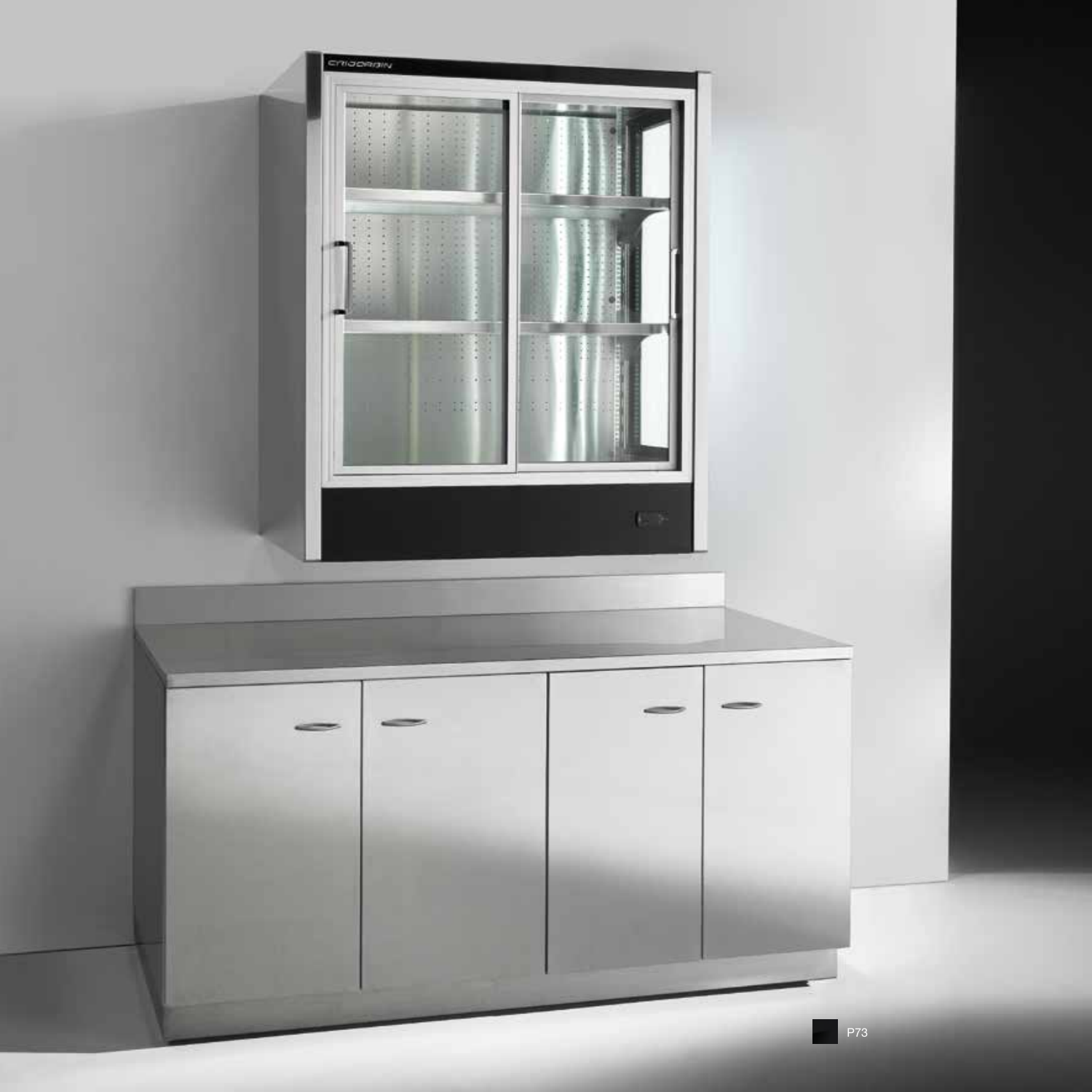P73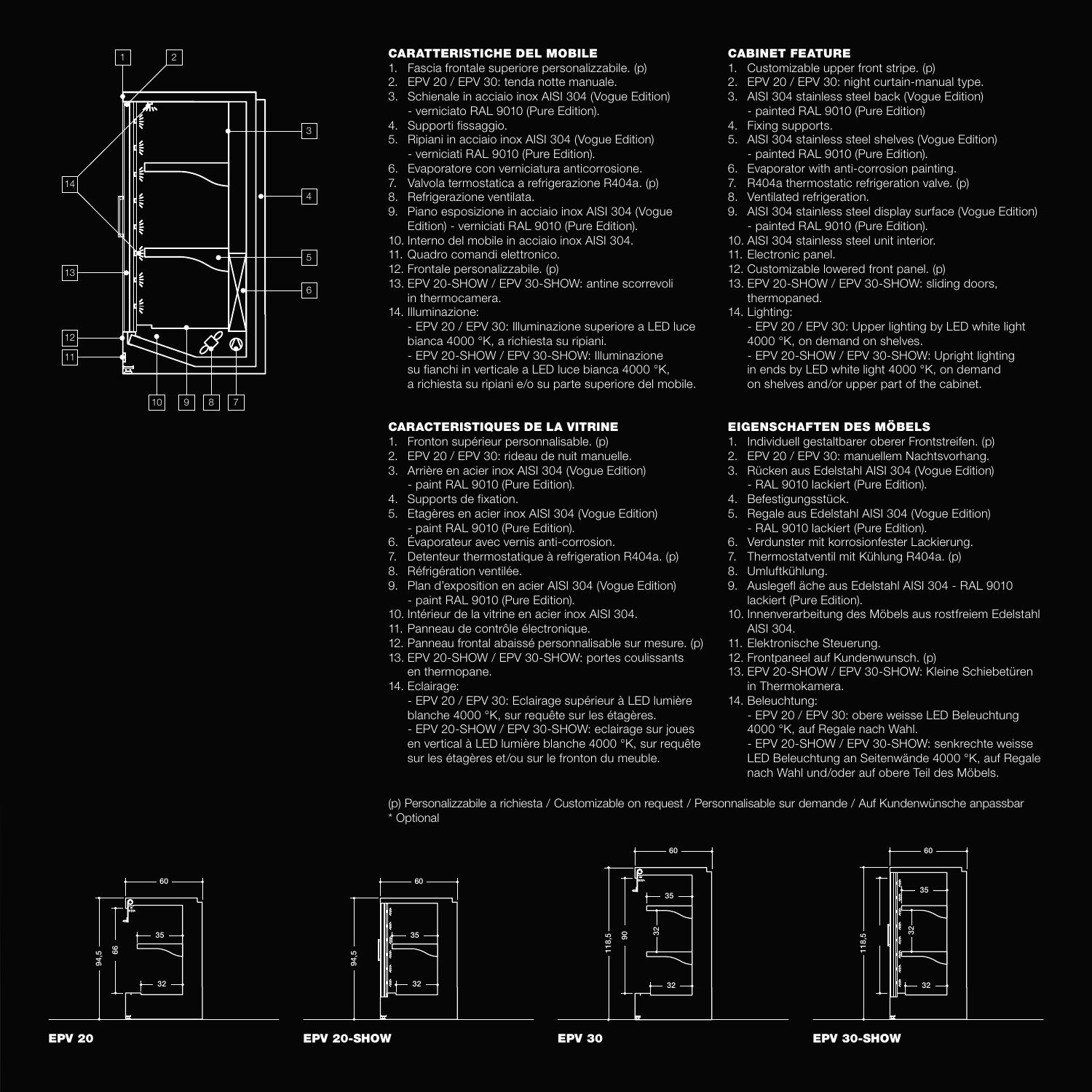### CARATTERISTICHE DEL MOBILE

1. Fascia frontale superiore personalizzabile. (p)
2. EPV 20 / EPV 30: tenda notte manuale.
3. Schienale in acciaio inox AISI 304 (Vogue Edition) - verniciato RAL 9010 (Pure Edition).
4. Supporti fissaggio.
5. Ripiani in acciaio inox AISI 304 (Vogue Edition) - verniciati RAL 9010 (Pure Edition).
6. Evaporatore con verniciatura anticorrosione.
7. Valvola termostatica a refrigerazione R404a. (p)
8. Refrigerazione ventilata.
9. Piano esposizione in acciaio inox AISI 304 (Vogue Edition) - verniciati RAL 9010 (Pure Edition).
10. Interno del mobile in acciaio inox AISI 304.
11. Quadro comandi elettronico.
12. Frontale personalizzabile. (p)
13. EPV 20-SHOW / EPV 30-SHOW: antine scorrevoli in thermocamera.
14. Illuminazione:
    - EPV 20 / EPV 30: Illuminazione superiore a LED luce bianca 4000 °K, a richiesta su ripiani.
    - EPV 20-SHOW / EPV 30-SHOW: Illuminazione su fianchi in verticale a LED luce bianca 4000 °K, a richiesta su ripiani e/o su parte superiore del mobile.

### CABINET FEATURE

1. Customizable upper front stripe. (p)
2. EPV 20 / EPV 30: night curtain-manual type.
3. AISI 304 stainless steel back (Vogue Edition) - painted RAL 9010 (Pure Edition)
4. Fixing supports.
5. AISI 304 stainless steel shelves (Vogue Edition) - painted RAL 9010 (Pure Edition).
6. Evaporator with anti-corrosion painting.
7. R404a thermostatic refrigeration valve. (p)
8. Ventilated refrigeration.
9. AISI 304 stainless steel display surface (Vogue Edition) - painted RAL 9010 (Pure Edition).
10. AISI 304 stainless steel unit interior.
11. Electronic panel.
12. Customizable lowered front panel. (p)
13. EPV 20-SHOW / EPV 30-SHOW: sliding doors, thermopaned.
14. Lighting:
    - EPV 20 / EPV 30: Upper lighting by LED white light 4000 °K, on demand on shelves.
    - EPV 20-SHOW / EPV 30-SHOW: Upright lighting in ends by LED white light 4000 °K, on demand on shelves and/or upper part of the cabinet.

### CARACTERISTIQUES DE LA VITRINE

1. Fronton supérieur personnalisable. (p)
2. EPV 20 / EPV 30: rideau de nuit manuelle.
3. Arrière en acier inox AISI 304 (Vogue Edition) - paint RAL 9010 (Pure Edition).
4. Supports de fixation.
5. Etagères en acier inox AISI 304 (Vogue Edition) - paint RAL 9010 (Pure Edition).
6. Évaporateur avec vernis anti-corrosion.
7. Detenteur thermostatique à refrigeration R404a. (p)
8. Réfrigération ventilée.
9. Plan d'exposition en acier AISI 304 (Vogue Edition) - paint RAL 9010 (Pure Edition).
10. Intérieur de la vitrine en acier inox AISI 304.
11. Panneau de contrôle électronique.
12. Panneau frontal abaissé personnalisable sur mesure. (p)
13. EPV 20-SHOW / EPV 30-SHOW: portes coulissants en thermopane.
14. Eclairage:
    - EPV 20 / EPV 30: Eclairage supérieur à LED lumière blanche 4000 °K, sur requête sur les étagères.
    - EPV 20-SHOW / EPV 30-SHOW: eclairage sur joues en vertical à LED lumière blanche 4000 °K, sur requête sur les étagères et/ou sur le fronton du meuble.

### EIGENSCHAFTEN DES MÖBELS

1. Individuell gestaltbarer oberer Frontstreifen. (p)
2. EPV 20 / EPV 30: manuellem Nachtsvorhang.
3. Rücken aus Edelstahl AISI 304 (Vogue Edition) - RAL 9010 lackiert (Pure Edition).
4. Befestigungsstück.
5. Regale aus Edelstahl AISI 304 (Vogue Edition) - RAL 9010 lackiert (Pure Edition).
6. Verdunster mit korrosionfester Lackierung.
7. Thermostatventil mit Kühlung R404a. (p)
8. Umluftkühlung.
9. Auslegefl äche aus Edelstahl AISI 304 - RAL 9010 lackiert (Pure Edition).
10. Innenverarbeitung des Möbels aus rostfreiem Edelstahl AISI 304.
11. Elektronische Steuerung.
12. Frontpaneel auf Kundenwunsch. (p)
13. EPV 20-SHOW / EPV 30-SHOW: Kleine Schiebetüren in Thermokamera.
14. Beleuchtung:
    - EPV 20 / EPV 30: obere weisse LED Beleuchtung 4000 °K, auf Regale nach Wahl.
    - EPV 20-SHOW / EPV 30-SHOW: senkrechte weisse LED Beleuchtung an Seitenwände 4000 °K, auf Regale nach Wahl und/oder auf obere Teil des Möbels.

(p) Personalizzabile a richiesta / Customizable on request / Personnalisable sur demande / Auf Kundenwünsche anpassbar
\* Optional

**EPV 20** **EPV 20-SHOW** **EPV 30** **EPV 30-SHOW**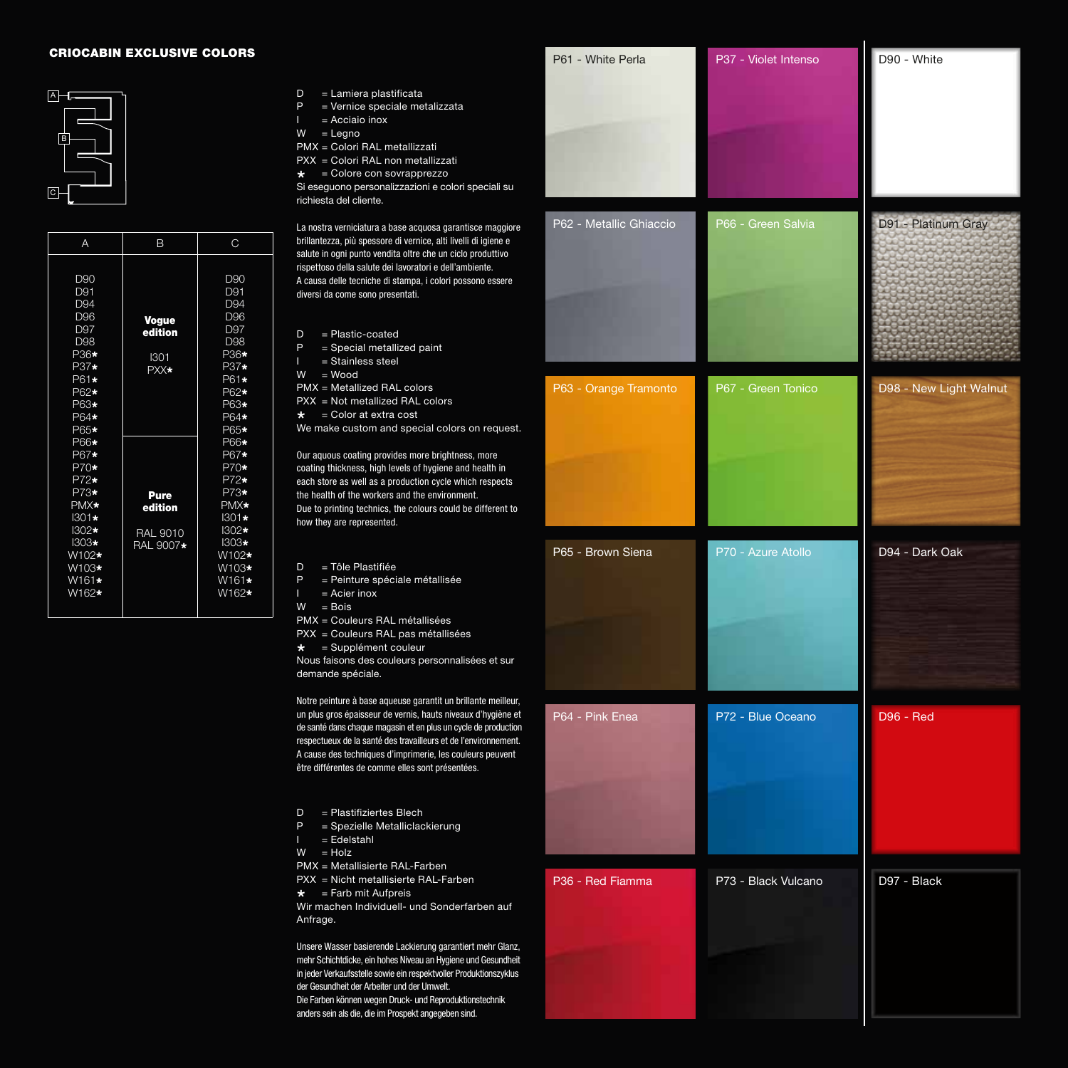## CRIOCABIN EXCLUSIVE COLORS

| A | B | C |
|---|---|---|
| D90<br>D91<br>D94<br>D96<br>D97<br>D98<br>P36★<br>P37★<br>P61★<br>P62★<br>P63★<br>P64★<br>P65★<br>P66★<br>P67★<br>P70★<br>P72★<br>P73★<br>PMX★<br>I301★<br>I302★<br>I303★<br>W102★<br>W103★<br>W161★<br>W162★ | **Vogue edition**<br>I301<br>PXX★<br><br>**Pure edition**<br>RAL 9010<br>RAL 9007★ | D90<br>D91<br>D94<br>D96<br>D97<br>D98<br>P36★<br>P37★<br>P61★<br>P62★<br>P63★<br>P64★<br>P65★<br>P66★<br>P67★<br>P70★<br>P72★<br>P73★<br>PMX★<br>I301★<br>I302★<br>I303★<br>W102★<br>W103★<br>W161★<br>W162★ |

D = Lamiera plastificata
P = Vernice speciale metalizzata
I = Acciaio inox
W = Legno
PMX = Colori RAL metallizzati
PXX = Colori RAL non metallizzati
★ = Colore con sovrapprezzo
Si eseguono personalizzazioni e colori speciali su richiesta del cliente.

La nostra verniciatura a base acquosa garantisce maggiore brillantezza, più spessore di vernice, alti livelli di igiene e salute in ogni punto vendita oltre che un ciclo produttivo rispettoso della salute dei lavoratori e dell'ambiente.
A causa delle tecniche di stampa, i colori possono essere diversi da come sono presentati.

D = Plastic-coated
P = Special metallized paint
I = Stainless steel
W = Wood
PMX = Metallized RAL colors
PXX = Not metallized RAL colors
★ = Color at extra cost
We make custom and special colors on request.

Our aquous coating provides more brightness, more coating thickness, high levels of hygiene and health in each store as well as a production cycle which respects the health of the workers and the environment.
Due to printing technics, the colours could be different to how they are represented.

D = Tôle Plastifiée
P = Peinture spéciale métallisée
I = Acier inox
W = Bois
PMX = Couleurs RAL métallisées
PXX = Couleurs RAL pas métallisées
★ = Supplément couleur
Nous faisons des couleurs personnalisées et sur demande spéciale.

Notre peinture à base aqueuse garantit un brillante meilleur, un plus gros épaisseur de vernis, hauts niveaux d'hygiène et de santé dans chaque magasin et en plus un cycle de production respectueux de la santé des travailleurs et de l'environnement.
A cause des techniques d'imprimerie, les couleurs peuvent être différentes de comme elles sont présentées.

D = Plastifiziertes Blech
P = Spezielle Metallíclackierung
I = Edelstahl
W = Holz
PMX = Metallisierte RAL-Farben
PXX = Nicht metallisierte RAL-Farben
★ = Farb mit Aufpreis
Wir machen Individuell- und Sonderfarben auf Anfrage.

Unsere Wasser basierende Lackierung garantiert mehr Glanz, mehr Schichtdicke, ein hohes Niveau an Hygiene und Gesundheit in jeder Verkaufsstelle sowie ein respektvoller Produktionszyklus der Gesundheit der Arbeiter und der Umwelt.
Die Farben können wegen Druck- und Reproduktionstechnik anders sein als die, die im Prospekt angegeben sind.

- P61 - White Perla
- P37 - Violet Intenso
- D90 - White
- P62 - Metallic Ghiaccio
- P66 - Green Salvia
- D91 - Platinum Gray
- P63 - Orange Tramonto
- P67 - Green Tonico
- D98 - New Light Walnut
- P65 - Brown Siena
- P70 - Azure Atollo
- D94 - Dark Oak
- P64 - Pink Enea
- P72 - Blue Oceano
- D96 - Red
- P36 - Red Fiamma
- P73 - Black Vulcano
- D97 - Black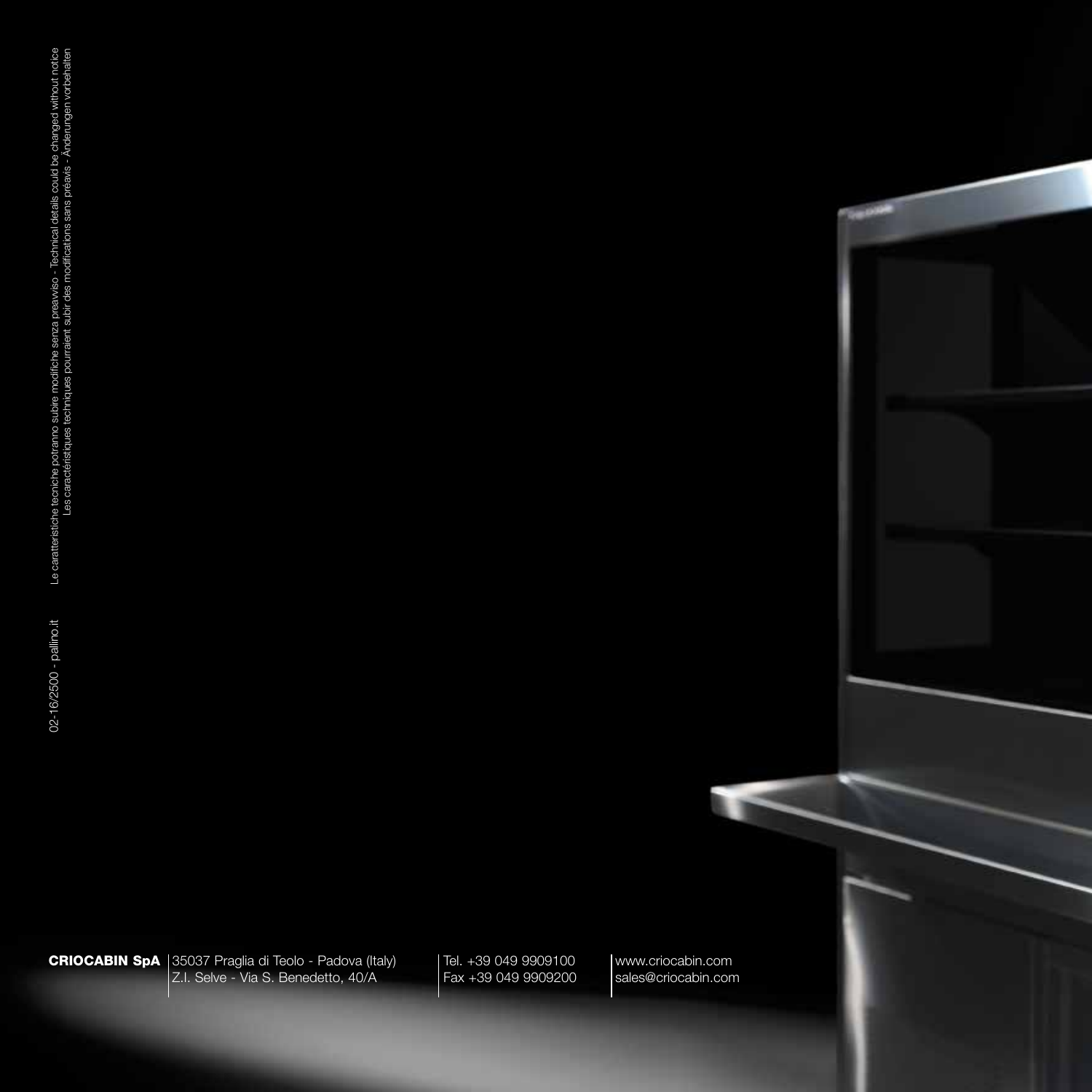Le caratteristiche tecniche potranno subire modifiche senza preavviso - Technical details could be changed without notice
Les caractéristiques techniques pourraient subir des modifications sans préavis - Änderungen vorbehalten

02-16/2500 - pallino.it

**CRIOCABIN SpA** | 35037 Praglia di Teolo - Padova (Italy)
Z.I. Selve - Via S. Benedetto, 40/A

Tel. +39 049 9909100
Fax +39 049 9909200

www.criocabin.com
sales@criocabin.com